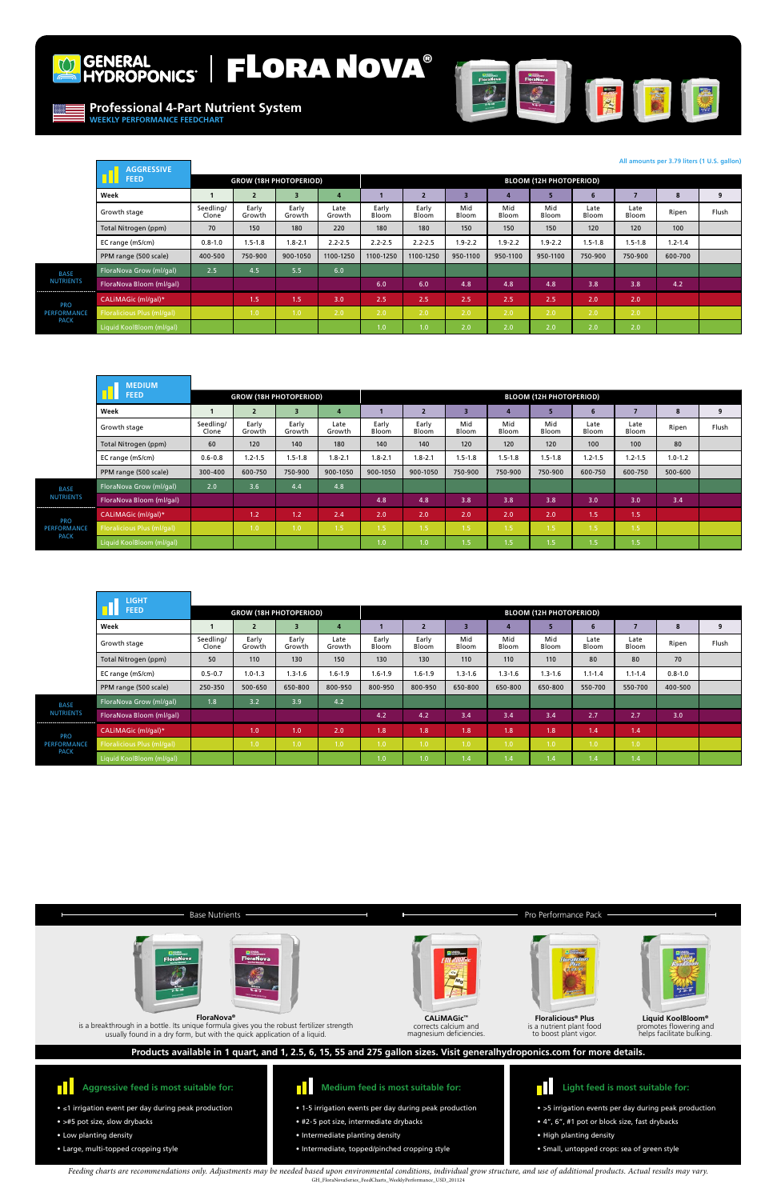# GENERAL HYDROPONICS | FLORA NOVA®

## Professional 4-Part Nutrient System

**WEEKLY PERFORMANCE FEEDCHART**

All amounts per 3.79 liters (1 U.S. gallon)

### AGGRESSIVE FEED

| | | GROW (18H PHOTOPERIOD) | | | | BLOOM (12H PHOTOPERIOD) | | | | | | | | |
|---|---|---|---|---|---|---|---|---|---|---|---|---|---|---|
| | **Week** | 1 | 2 | 3 | 4 | 1 | 2 | 3 | 4 | 5 | 6 | 7 | 8 | 9 |
| | Growth stage | Seedling/ Clone | Early Growth | Early Growth | Late Growth | Early Bloom | Early Bloom | Mid Bloom | Mid Bloom | Mid Bloom | Late Bloom | Late Bloom | Ripen | Flush |
| | Total Nitrogen (ppm) | 70 | 150 | 180 | 220 | 180 | 180 | 150 | 150 | 150 | 120 | 120 | 100 | |
| | EC range (mS/cm) | 0.8-1.0 | 1.5-1.8 | 1.8-2.1 | 2.2-2.5 | 2.2-2.5 | 2.2-2.5 | 1.9-2.2 | 1.9-2.2 | 1.9-2.2 | 1.5-1.8 | 1.5-1.8 | 1.2-1.4 | |
| | PPM range (500 scale) | 400-500 | 750-900 | 900-1050 | 1100-1250 | 1100-1250 | 1100-1250 | 950-1100 | 950-1100 | 950-1100 | 750-900 | 750-900 | 600-700 | |
| BASE NUTRIENTS | FloraNova Grow (ml/gal) | 2.5 | 4.5 | 5.5 | 6.0 | | | | | | | | | |
| | FloraNova Bloom (ml/gal) | | | | | 6.0 | 6.0 | 4.8 | 4.8 | 4.8 | 3.8 | 3.8 | 4.2 | |
| PRO PERFORMANCE PACK | CALiMAGic (ml/gal)* | | 1.5 | 1.5 | 3.0 | 2.5 | 2.5 | 2.5 | 2.5 | 2.5 | 2.0 | 2.0 | | |
| | Floralicious Plus (ml/gal) | | 1.0 | 1.0 | 2.0 | 2.0 | 2.0 | 2.0 | 2.0 | 2.0 | 2.0 | 2.0 | | |
| | Liquid KoolBloom (ml/gal) | | | | | 1.0 | 1.0 | 2.0 | 2.0 | 2.0 | 2.0 | 2.0 | | |

### MEDIUM FEED

| | | GROW (18H PHOTOPERIOD) | | | | BLOOM (12H PHOTOPERIOD) | | | | | | | | |
|---|---|---|---|---|---|---|---|---|---|---|---|---|---|---|
| | **Week** | 1 | 2 | 3 | 4 | 1 | 2 | 3 | 4 | 5 | 6 | 7 | 8 | 9 |
| | Growth stage | Seedling/ Clone | Early Growth | Early Growth | Late Growth | Early Bloom | Early Bloom | Mid Bloom | Mid Bloom | Mid Bloom | Late Bloom | Late Bloom | Ripen | Flush |
| | Total Nitrogen (ppm) | 60 | 120 | 140 | 180 | 140 | 140 | 120 | 120 | 120 | 100 | 100 | 80 | |
| | EC range (mS/cm) | 0.6-0.8 | 1.2-1.5 | 1.5-1.8 | 1.8-2.1 | 1.8-2.1 | 1.8-2.1 | 1.5-1.8 | 1.5-1.8 | 1.5-1.8 | 1.2-1.5 | 1.2-1.5 | 1.0-1.2 | |
| | PPM range (500 scale) | 300-400 | 600-750 | 750-900 | 900-1050 | 900-1050 | 900-1050 | 750-900 | 750-900 | 750-900 | 600-750 | 600-750 | 500-600 | |
| BASE NUTRIENTS | FloraNova Grow (ml/gal) | 2.0 | 3.6 | 4.4 | 4.8 | | | | | | | | | |
| | FloraNova Bloom (ml/gal) | | | | | 4.8 | 4.8 | 3.8 | 3.8 | 3.8 | 3.0 | 3.0 | 3.4 | |
| PRO PERFORMANCE PACK | CALiMAGic (ml/gal)* | | 1.2 | 1.2 | 2.4 | 2.0 | 2.0 | 2.0 | 2.0 | 2.0 | 1.5 | 1.5 | | |
| | Floralicious Plus (ml/gal) | | 1.0 | 1.0 | 1.5 | 1.5 | 1.5 | 1.5 | 1.5 | 1.5 | 1.5 | 1.5 | | |
| | Liquid KoolBloom (ml/gal) | | | | | 1.0 | 1.0 | 1.5 | 1.5 | 1.5 | 1.5 | 1.5 | | |

### LIGHT FEED

| | | GROW (18H PHOTOPERIOD) | | | | BLOOM (12H PHOTOPERIOD) | | | | | | | | |
|---|---|---|---|---|---|---|---|---|---|---|---|---|---|---|
| | **Week** | 1 | 2 | 3 | 4 | 1 | 2 | 3 | 4 | 5 | 6 | 7 | 8 | 9 |
| | Growth stage | Seedling/ Clone | Early Growth | Early Growth | Late Growth | Early Bloom | Early Bloom | Mid Bloom | Mid Bloom | Mid Bloom | Late Bloom | Late Bloom | Ripen | Flush |
| | Total Nitrogen (ppm) | 50 | 110 | 130 | 150 | 130 | 130 | 110 | 110 | 110 | 80 | 80 | 70 | |
| | EC range (mS/cm) | 0.5-0.7 | 1.0-1.3 | 1.3-1.6 | 1.6-1.9 | 1.6-1.9 | 1.6-1.9 | 1.3-1.6 | 1.3-1.6 | 1.3-1.6 | 1.1-1.4 | 1.1-1.4 | 0.8-1.0 | |
| | PPM range (500 scale) | 250-350 | 500-650 | 650-800 | 800-950 | 800-950 | 800-950 | 650-800 | 650-800 | 650-800 | 550-700 | 550-700 | 400-500 | |
| BASE NUTRIENTS | FloraNova Grow (ml/gal) | 1.8 | 3.2 | 3.9 | 4.2 | | | | | | | | | |
| | FloraNova Bloom (ml/gal) | | | | | 4.2 | 4.2 | 3.4 | 3.4 | 3.4 | 2.7 | 2.7 | 3.0 | |
| PRO PERFORMANCE PACK | CALiMAGic (ml/gal)* | | 1.0 | 1.0 | 2.0 | 1.8 | 1.8 | 1.8 | 1.8 | 1.8 | 1.4 | 1.4 | | |
| | Floralicious Plus (ml/gal) | | 1.0 | 1.0 | 1.0 | 1.0 | 1.0 | 1.0 | 1.0 | 1.0 | 1.0 | 1.0 | | |
| | Liquid KoolBloom (ml/gal) | | | | | 1.0 | 1.0 | 1.4 | 1.4 | 1.4 | 1.4 | 1.4 | | |

**Base Nutrients**

**FloraNova®** is a breakthrough in a bottle. Its unique formula gives you the robust fertilizer strength usually found in a dry form, but with the quick application of a liquid.

**Pro Performance Pack**

**CALiMAGic™** corrects calcium and magnesium deficiencies.

**Floralicious® Plus** is a nutrient plant food to boost plant vigor.

**Liquid KoolBloom®** promotes flowering and helps facilitate bulking.

**Products available in 1 quart, and 1, 2.5, 6, 15, 55 and 275 gallon sizes. Visit generalhydroponics.com for more details.**

**Aggressive feed is most suitable for:**

- ≤1 irrigation event per day during peak production
- >#5 pot size, slow drybacks
- Low planting density
- Large, multi-topped cropping style

**Medium feed is most suitable for:**

- 1-5 irrigation events per day during peak production
- #2-5 pot size, intermediate drybacks
- Intermediate planting density
- Intermediate, topped/pinched cropping style

**Light feed is most suitable for:**

- >5 irrigation events per day during peak production
- 4", 6", #1 pot or block size, fast drybacks
- High planting density
- Small, untopped crops: sea of green style

*Feeding charts are recommendations only. Adjustments may be needed based upon environmental conditions, individual grow structure, and use of additional products. Actual results may vary.*

GH_FloraNovaSeries_FeedCharts_WeeklyPerformance_USD_201124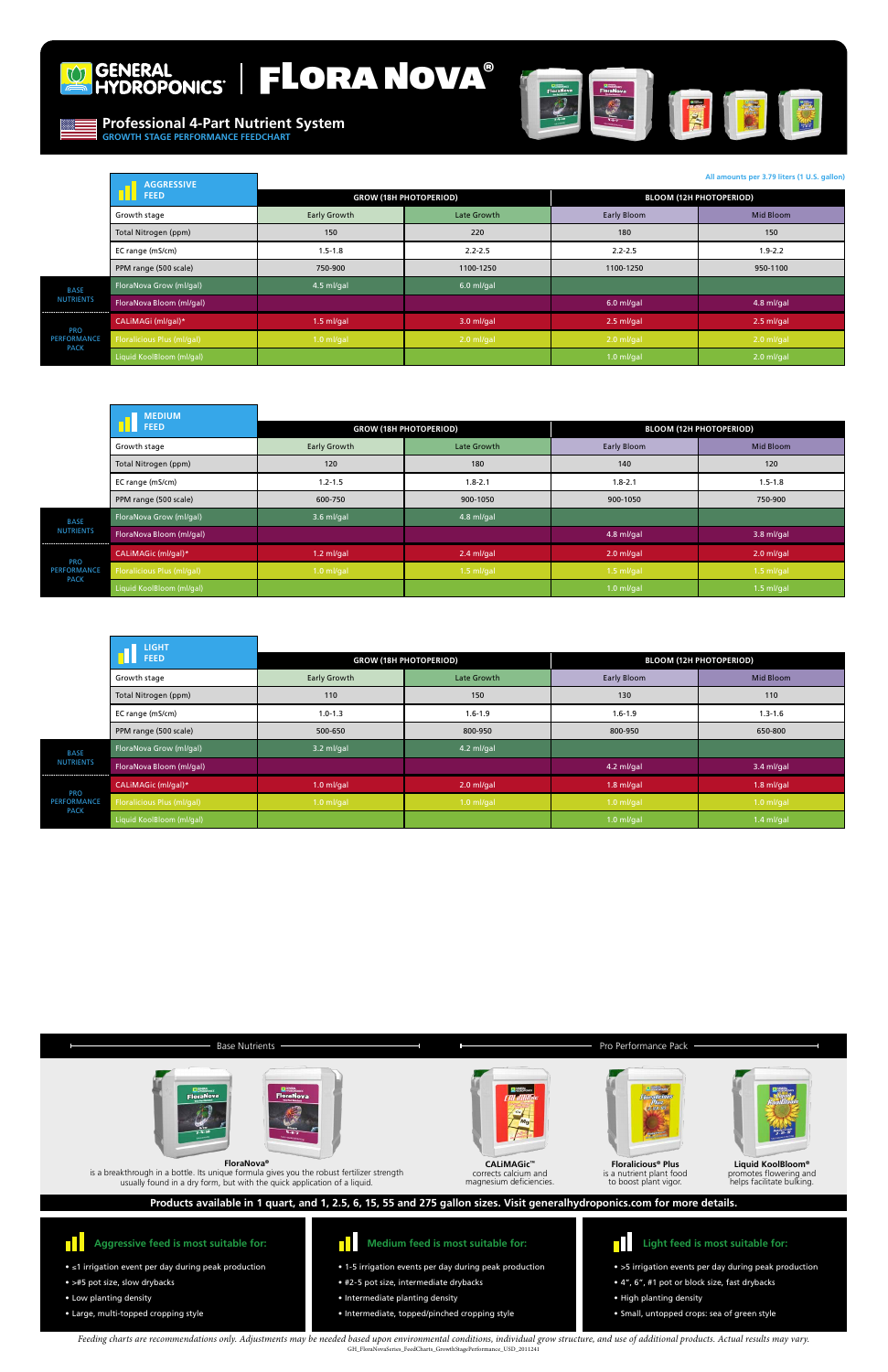# GENERAL HYDROPONICS | FLORA NOVA®

## Professional 4-Part Nutrient System

GROWTH STAGE PERFORMANCE FEEDCHART

All amounts per 3.79 liters (1 U.S. gallon)

### AGGRESSIVE FEED

| | AGGRESSIVE FEED | GROW (18H PHOTOPERIOD) | | BLOOM (12H PHOTOPERIOD) | |
|---|---|---|---|---|---|
| | Growth stage | Early Growth | Late Growth | Early Bloom | Mid Bloom |
| | Total Nitrogen (ppm) | 150 | 220 | 180 | 150 |
| | EC range (mS/cm) | 1.5-1.8 | 2.2-2.5 | 2.2-2.5 | 1.9-2.2 |
| | PPM range (500 scale) | 750-900 | 1100-1250 | 1100-1250 | 950-1100 |
| BASE NUTRIENTS | FloraNova Grow (ml/gal) | 4.5 ml/gal | 6.0 ml/gal | | |
| | FloraNova Bloom (ml/gal) | | | 6.0 ml/gal | 4.8 ml/gal |
| PRO PERFORMANCE PACK | CALiMAGi (ml/gal)* | 1.5 ml/gal | 3.0 ml/gal | 2.5 ml/gal | 2.5 ml/gal |
| | Floralicious Plus (ml/gal) | 1.0 ml/gal | 2.0 ml/gal | 2.0 ml/gal | 2.0 ml/gal |
| | Liquid KoolBloom (ml/gal) | | | 1.0 ml/gal | 2.0 ml/gal |

### MEDIUM FEED

| | MEDIUM FEED | GROW (18H PHOTOPERIOD) | | BLOOM (12H PHOTOPERIOD) | |
|---|---|---|---|---|---|
| | Growth stage | Early Growth | Late Growth | Early Bloom | Mid Bloom |
| | Total Nitrogen (ppm) | 120 | 180 | 140 | 120 |
| | EC range (mS/cm) | 1.2-1.5 | 1.8-2.1 | 1.8-2.1 | 1.5-1.8 |
| | PPM range (500 scale) | 600-750 | 900-1050 | 900-1050 | 750-900 |
| BASE NUTRIENTS | FloraNova Grow (ml/gal) | 3.6 ml/gal | 4.8 ml/gal | | |
| | FloraNova Bloom (ml/gal) | | | 4.8 ml/gal | 3.8 ml/gal |
| PRO PERFORMANCE PACK | CALiMAGic (ml/gal)* | 1.2 ml/gal | 2.4 ml/gal | 2.0 ml/gal | 2.0 ml/gal |
| | Floralicious Plus (ml/gal) | 1.0 ml/gal | 1.5 ml/gal | 1.5 ml/gal | 1.5 ml/gal |
| | Liquid KoolBloom (ml/gal) | | | 1.0 ml/gal | 1.5 ml/gal |

### LIGHT FEED

| | LIGHT FEED | GROW (18H PHOTOPERIOD) | | BLOOM (12H PHOTOPERIOD) | |
|---|---|---|---|---|---|
| | Growth stage | Early Growth | Late Growth | Early Bloom | Mid Bloom |
| | Total Nitrogen (ppm) | 110 | 150 | 130 | 110 |
| | EC range (mS/cm) | 1.0-1.3 | 1.6-1.9 | 1.6-1.9 | 1.3-1.6 |
| | PPM range (500 scale) | 500-650 | 800-950 | 800-950 | 650-800 |
| BASE NUTRIENTS | FloraNova Grow (ml/gal) | 3.2 ml/gal | 4.2 ml/gal | | |
| | FloraNova Bloom (ml/gal) | | | 4.2 ml/gal | 3.4 ml/gal |
| PRO PERFORMANCE PACK | CALiMAGic (ml/gal)* | 1.0 ml/gal | 2.0 ml/gal | 1.8 ml/gal | 1.8 ml/gal |
| | Floralicious Plus (ml/gal) | 1.0 ml/gal | 1.0 ml/gal | 1.0 ml/gal | 1.0 ml/gal |
| | Liquid KoolBloom (ml/gal) | | | 1.0 ml/gal | 1.4 ml/gal |

Base Nutrients

**FloraNova®**
is a breakthrough in a bottle. Its unique formula gives you the robust fertilizer strength usually found in a dry form, but with the quick application of a liquid.

Pro Performance Pack

**CALiMAGic™**
corrects calcium and magnesium deficiencies.

**Floralicious® Plus**
is a nutrient plant food to boost plant vigor.

**Liquid KoolBloom®**
promotes flowering and helps facilitate bulking.

**Products available in 1 quart, and 1, 2.5, 6, 15, 55 and 275 gallon sizes. Visit generalhydroponics.com for more details.**

### Aggressive feed is most suitable for:

- ≤1 irrigation event per day during peak production
- >#5 pot size, slow drybacks
- Low planting density
- Large, multi-topped cropping style

### Medium feed is most suitable for:

- 1-5 irrigation events per day during peak production
- #2-5 pot size, intermediate drybacks
- Intermediate planting density
- Intermediate, topped/pinched cropping style

### Light feed is most suitable for:

- >5 irrigation events per day during peak production
- 4", 6", #1 pot or block size, fast drybacks
- High planting density
- Small, untopped crops: sea of green style

*Feeding charts are recommendations only. Adjustments may be needed based upon environmental conditions, individual grow structure, and use of additional products. Actual results may vary.*

GH_FloraNovaSeries_FeedCharts_GrowthStagePerformance_USD_2011241